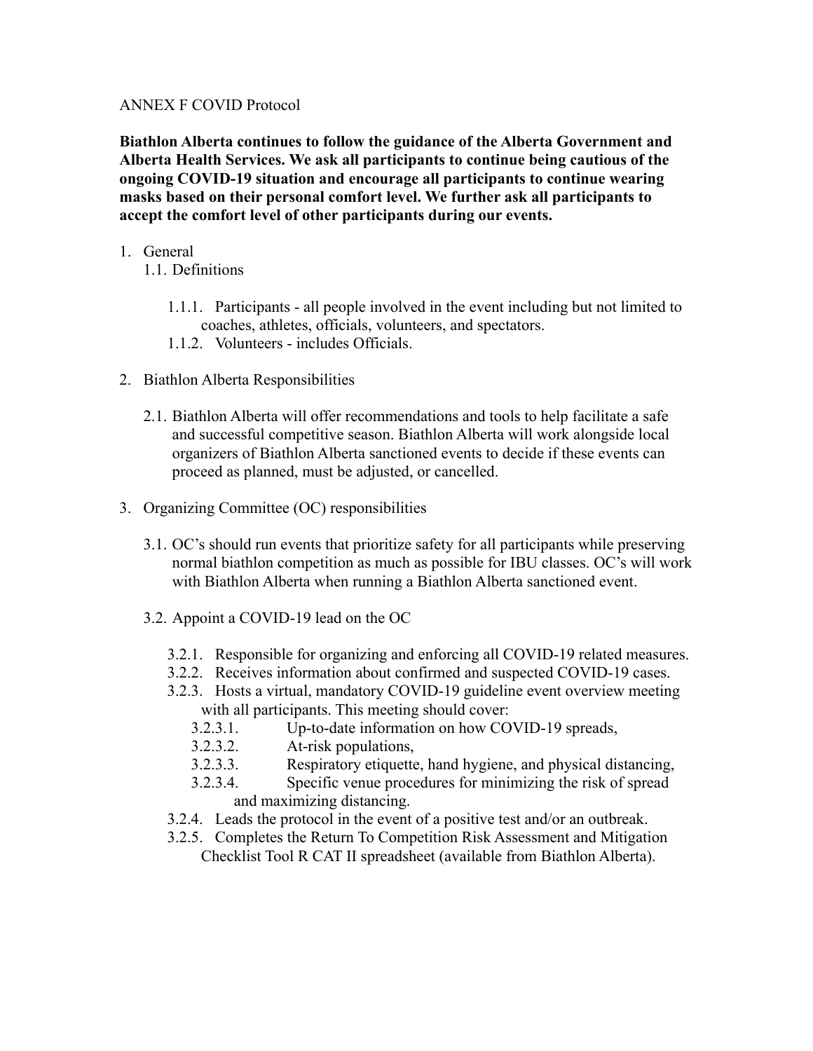ANNEX F COVID Protocol

**Biathlon Alberta continues to follow the guidance of the Alberta Government and Alberta Health Services. We ask all participants to continue being cautious of the ongoing COVID-19 situation and encourage all participants to continue wearing masks based on their personal comfort level. We further ask all participants to accept the comfort level of other participants during our events.**

1. General
   - 1.1. Definitions
     - 1.1.1. Participants - all people involved in the event including but not limited to coaches, athletes, officials, volunteers, and spectators.
     - 1.1.2. Volunteers - includes Officials.

2. Biathlon Alberta Responsibilities
   - 2.1. Biathlon Alberta will offer recommendations and tools to help facilitate a safe and successful competitive season. Biathlon Alberta will work alongside local organizers of Biathlon Alberta sanctioned events to decide if these events can proceed as planned, must be adjusted, or cancelled.

3. Organizing Committee (OC) responsibilities
   - 3.1. OC's should run events that prioritize safety for all participants while preserving normal biathlon competition as much as possible for IBU classes. OC's will work with Biathlon Alberta when running a Biathlon Alberta sanctioned event.
   - 3.2. Appoint a COVID-19 lead on the OC
     - 3.2.1. Responsible for organizing and enforcing all COVID-19 related measures.
     - 3.2.2. Receives information about confirmed and suspected COVID-19 cases.
     - 3.2.3. Hosts a virtual, mandatory COVID-19 guideline event overview meeting with all participants. This meeting should cover:
       - 3.2.3.1. Up-to-date information on how COVID-19 spreads,
       - 3.2.3.2. At-risk populations,
       - 3.2.3.3. Respiratory etiquette, hand hygiene, and physical distancing,
       - 3.2.3.4. Specific venue procedures for minimizing the risk of spread and maximizing distancing.
     - 3.2.4. Leads the protocol in the event of a positive test and/or an outbreak.
     - 3.2.5. Completes the Return To Competition Risk Assessment and Mitigation Checklist Tool R CAT II spreadsheet (available from Biathlon Alberta).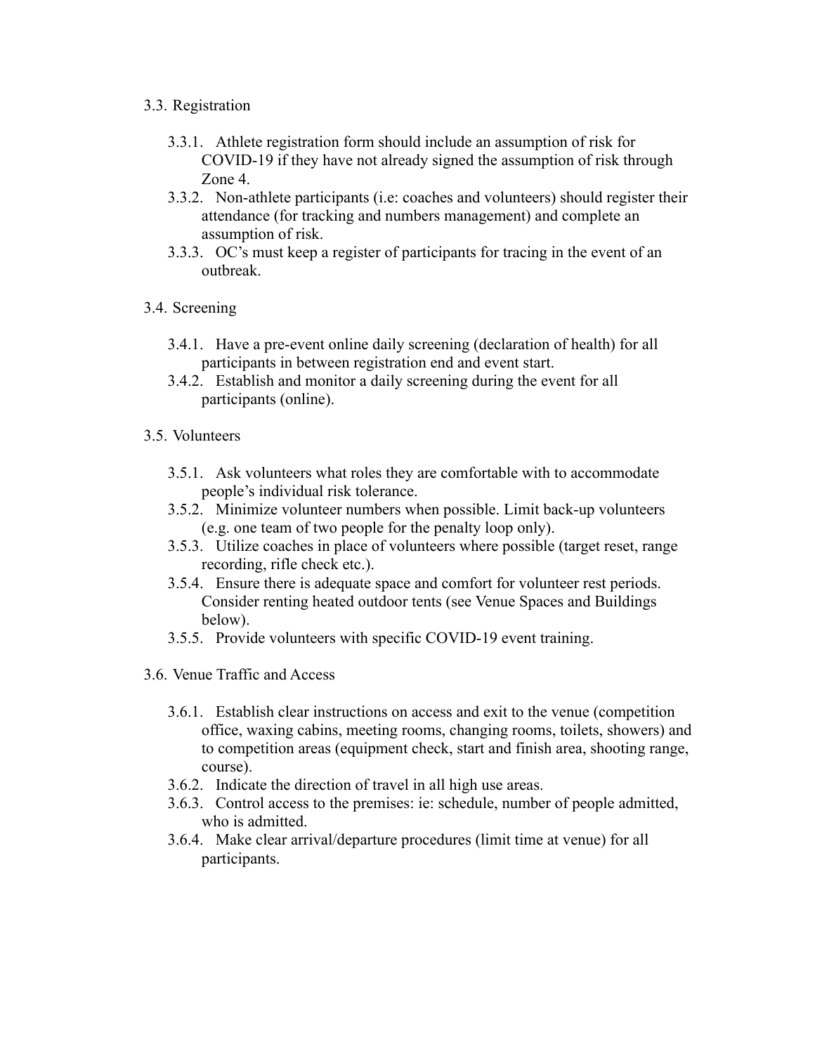### 3.3. Registration

- 3.3.1. Athlete registration form should include an assumption of risk for COVID-19 if they have not already signed the assumption of risk through Zone 4.
- 3.3.2. Non-athlete participants (i.e: coaches and volunteers) should register their attendance (for tracking and numbers management) and complete an assumption of risk.
- 3.3.3. OC's must keep a register of participants for tracing in the event of an outbreak.

### 3.4. Screening

- 3.4.1. Have a pre-event online daily screening (declaration of health) for all participants in between registration end and event start.
- 3.4.2. Establish and monitor a daily screening during the event for all participants (online).

### 3.5. Volunteers

- 3.5.1. Ask volunteers what roles they are comfortable with to accommodate people's individual risk tolerance.
- 3.5.2. Minimize volunteer numbers when possible. Limit back-up volunteers (e.g. one team of two people for the penalty loop only).
- 3.5.3. Utilize coaches in place of volunteers where possible (target reset, range recording, rifle check etc.).
- 3.5.4. Ensure there is adequate space and comfort for volunteer rest periods. Consider renting heated outdoor tents (see Venue Spaces and Buildings below).
- 3.5.5. Provide volunteers with specific COVID-19 event training.

### 3.6. Venue Traffic and Access

- 3.6.1. Establish clear instructions on access and exit to the venue (competition office, waxing cabins, meeting rooms, changing rooms, toilets, showers) and to competition areas (equipment check, start and finish area, shooting range, course).
- 3.6.2. Indicate the direction of travel in all high use areas.
- 3.6.3. Control access to the premises: ie: schedule, number of people admitted, who is admitted.
- 3.6.4. Make clear arrival/departure procedures (limit time at venue) for all participants.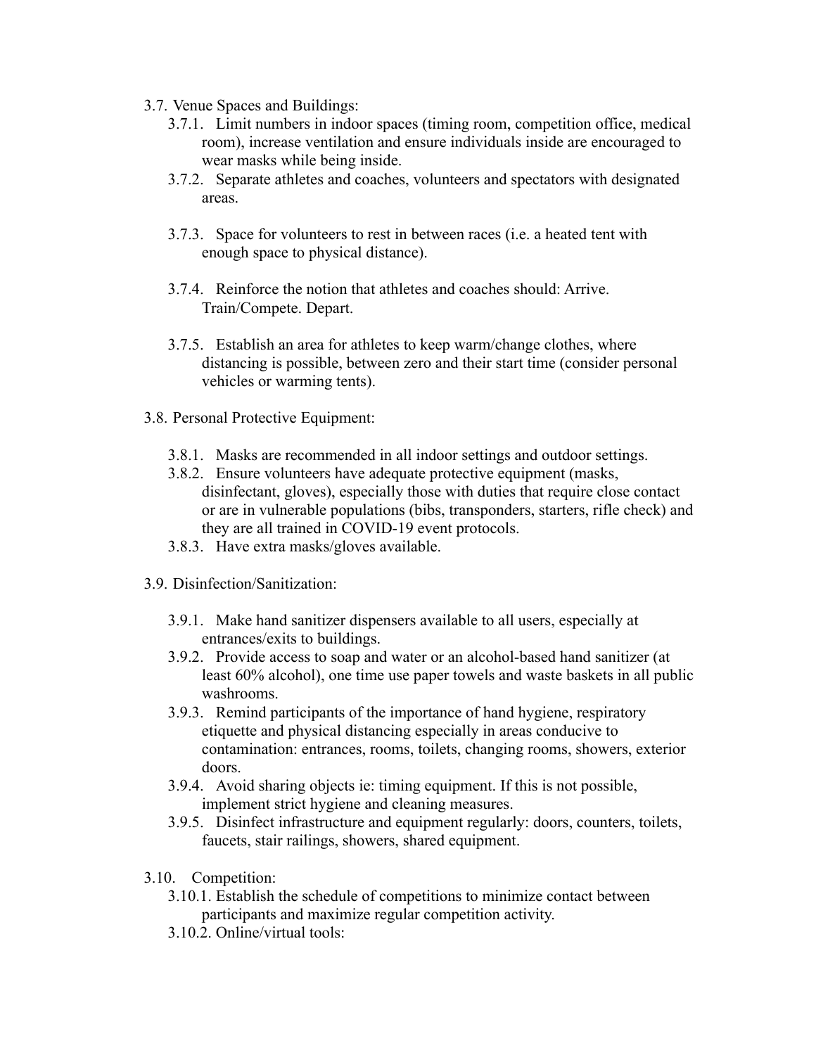- 3.7. Venue Spaces and Buildings:
  - 3.7.1. Limit numbers in indoor spaces (timing room, competition office, medical room), increase ventilation and ensure individuals inside are encouraged to wear masks while being inside.
  - 3.7.2. Separate athletes and coaches, volunteers and spectators with designated areas.
  - 3.7.3. Space for volunteers to rest in between races (i.e. a heated tent with enough space to physical distance).
  - 3.7.4. Reinforce the notion that athletes and coaches should: Arrive. Train/Compete. Depart.
  - 3.7.5. Establish an area for athletes to keep warm/change clothes, where distancing is possible, between zero and their start time (consider personal vehicles or warming tents).
- 3.8. Personal Protective Equipment:
  - 3.8.1. Masks are recommended in all indoor settings and outdoor settings.
  - 3.8.2. Ensure volunteers have adequate protective equipment (masks, disinfectant, gloves), especially those with duties that require close contact or are in vulnerable populations (bibs, transponders, starters, rifle check) and they are all trained in COVID-19 event protocols.
  - 3.8.3. Have extra masks/gloves available.
- 3.9. Disinfection/Sanitization:
  - 3.9.1. Make hand sanitizer dispensers available to all users, especially at entrances/exits to buildings.
  - 3.9.2. Provide access to soap and water or an alcohol-based hand sanitizer (at least 60% alcohol), one time use paper towels and waste baskets in all public washrooms.
  - 3.9.3. Remind participants of the importance of hand hygiene, respiratory etiquette and physical distancing especially in areas conducive to contamination: entrances, rooms, toilets, changing rooms, showers, exterior doors.
  - 3.9.4. Avoid sharing objects ie: timing equipment. If this is not possible, implement strict hygiene and cleaning measures.
  - 3.9.5. Disinfect infrastructure and equipment regularly: doors, counters, toilets, faucets, stair railings, showers, shared equipment.
- 3.10. Competition:
  - 3.10.1. Establish the schedule of competitions to minimize contact between participants and maximize regular competition activity.
  - 3.10.2. Online/virtual tools: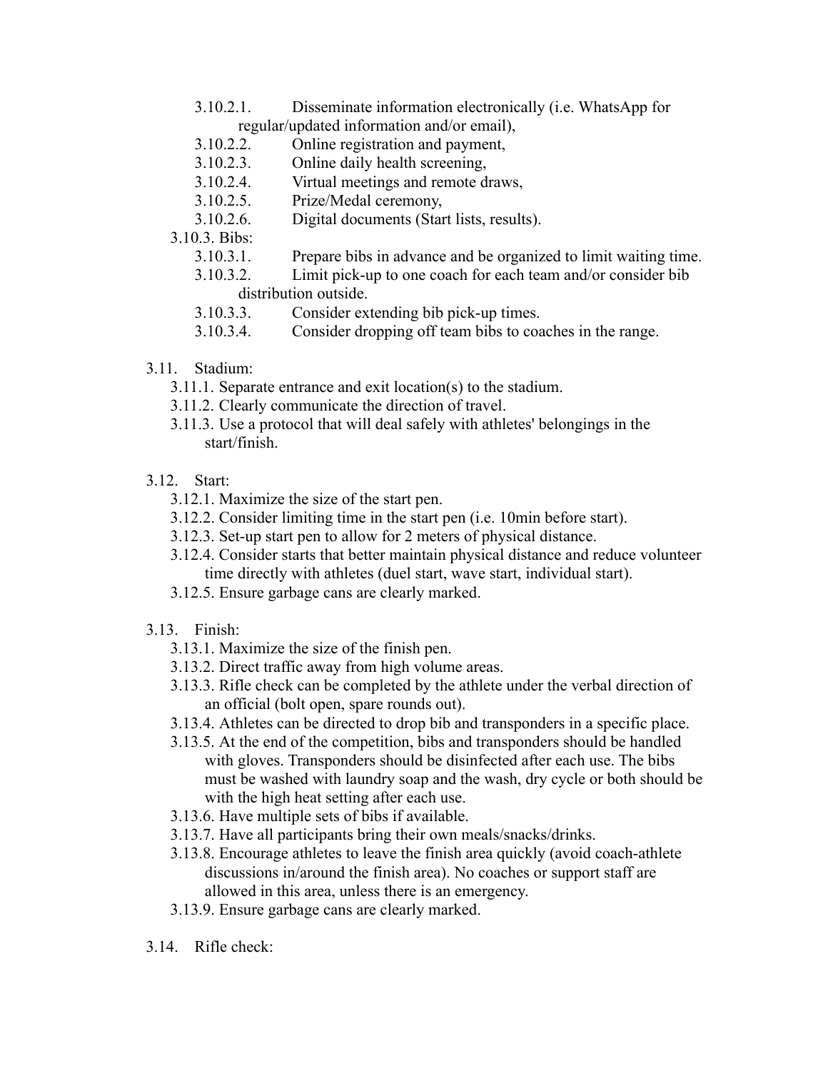- 3.10.2.1. Disseminate information electronically (i.e. WhatsApp for regular/updated information and/or email),
- 3.10.2.2. Online registration and payment,
- 3.10.2.3. Online daily health screening,
- 3.10.2.4. Virtual meetings and remote draws,
- 3.10.2.5. Prize/Medal ceremony,
- 3.10.2.6. Digital documents (Start lists, results).

3.10.3. Bibs:

- 3.10.3.1. Prepare bibs in advance and be organized to limit waiting time.
- 3.10.3.2. Limit pick-up to one coach for each team and/or consider bib distribution outside.
- 3.10.3.3. Consider extending bib pick-up times.
- 3.10.3.4. Consider dropping off team bibs to coaches in the range.

3.11. Stadium:

- 3.11.1. Separate entrance and exit location(s) to the stadium.
- 3.11.2. Clearly communicate the direction of travel.
- 3.11.3. Use a protocol that will deal safely with athletes' belongings in the start/finish.

3.12. Start:

- 3.12.1. Maximize the size of the start pen.
- 3.12.2. Consider limiting time in the start pen (i.e. 10min before start).
- 3.12.3. Set-up start pen to allow for 2 meters of physical distance.
- 3.12.4. Consider starts that better maintain physical distance and reduce volunteer time directly with athletes (duel start, wave start, individual start).
- 3.12.5. Ensure garbage cans are clearly marked.

3.13. Finish:

- 3.13.1. Maximize the size of the finish pen.
- 3.13.2. Direct traffic away from high volume areas.
- 3.13.3. Rifle check can be completed by the athlete under the verbal direction of an official (bolt open, spare rounds out).
- 3.13.4. Athletes can be directed to drop bib and transponders in a specific place.
- 3.13.5. At the end of the competition, bibs and transponders should be handled with gloves. Transponders should be disinfected after each use. The bibs must be washed with laundry soap and the wash, dry cycle or both should be with the high heat setting after each use.
- 3.13.6. Have multiple sets of bibs if available.
- 3.13.7. Have all participants bring their own meals/snacks/drinks.
- 3.13.8. Encourage athletes to leave the finish area quickly (avoid coach-athlete discussions in/around the finish area). No coaches or support staff are allowed in this area, unless there is an emergency.
- 3.13.9. Ensure garbage cans are clearly marked.

3.14. Rifle check: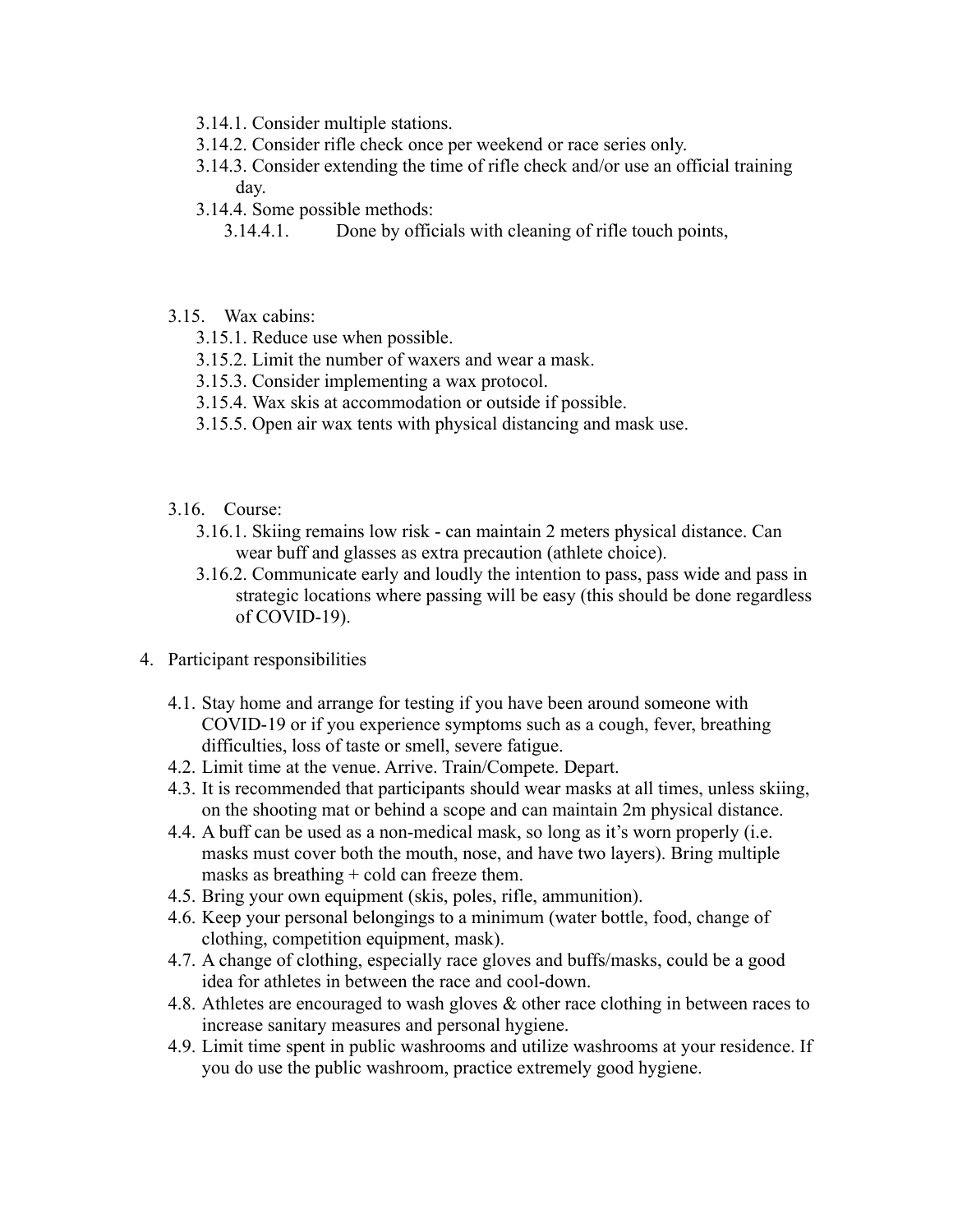- 3.14.1. Consider multiple stations.
- 3.14.2. Consider rifle check once per weekend or race series only.
- 3.14.3. Consider extending the time of rifle check and/or use an official training day.
- 3.14.4. Some possible methods:
  - 3.14.4.1. Done by officials with cleaning of rifle touch points,

3.15. Wax cabins:

- 3.15.1. Reduce use when possible.
- 3.15.2. Limit the number of waxers and wear a mask.
- 3.15.3. Consider implementing a wax protocol.
- 3.15.4. Wax skis at accommodation or outside if possible.
- 3.15.5. Open air wax tents with physical distancing and mask use.

3.16. Course:

- 3.16.1. Skiing remains low risk - can maintain 2 meters physical distance. Can wear buff and glasses as extra precaution (athlete choice).
- 3.16.2. Communicate early and loudly the intention to pass, pass wide and pass in strategic locations where passing will be easy (this should be done regardless of COVID-19).

4. Participant responsibilities

- 4.1. Stay home and arrange for testing if you have been around someone with COVID-19 or if you experience symptoms such as a cough, fever, breathing difficulties, loss of taste or smell, severe fatigue.
- 4.2. Limit time at the venue. Arrive. Train/Compete. Depart.
- 4.3. It is recommended that participants should wear masks at all times, unless skiing, on the shooting mat or behind a scope and can maintain 2m physical distance.
- 4.4. A buff can be used as a non-medical mask, so long as it's worn properly (i.e. masks must cover both the mouth, nose, and have two layers). Bring multiple masks as breathing + cold can freeze them.
- 4.5. Bring your own equipment (skis, poles, rifle, ammunition).
- 4.6. Keep your personal belongings to a minimum (water bottle, food, change of clothing, competition equipment, mask).
- 4.7. A change of clothing, especially race gloves and buffs/masks, could be a good idea for athletes in between the race and cool-down.
- 4.8. Athletes are encouraged to wash gloves & other race clothing in between races to increase sanitary measures and personal hygiene.
- 4.9. Limit time spent in public washrooms and utilize washrooms at your residence. If you do use the public washroom, practice extremely good hygiene.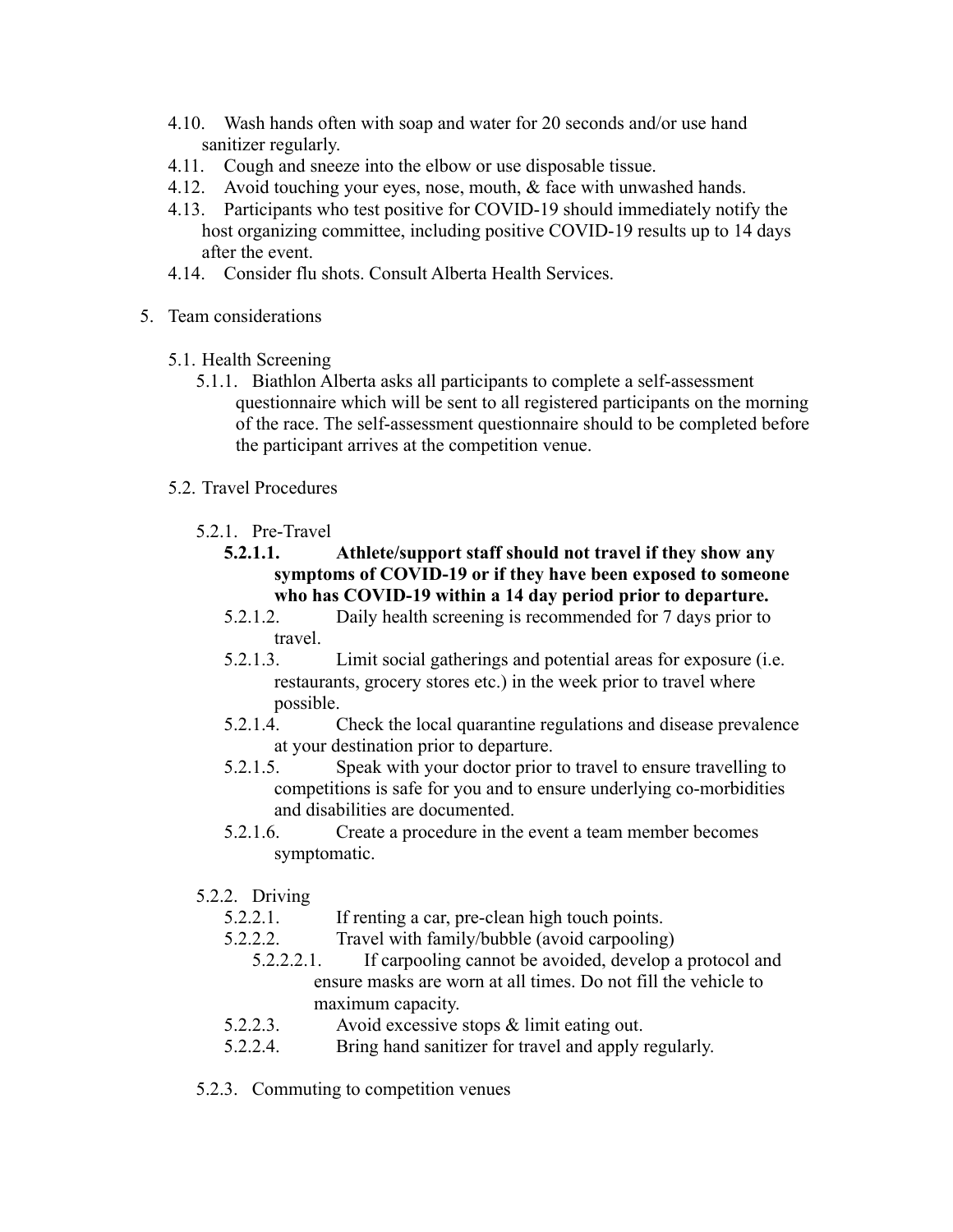4.10. Wash hands often with soap and water for 20 seconds and/or use hand sanitizer regularly.

4.11. Cough and sneeze into the elbow or use disposable tissue.

4.12. Avoid touching your eyes, nose, mouth, & face with unwashed hands.

4.13. Participants who test positive for COVID-19 should immediately notify the host organizing committee, including positive COVID-19 results up to 14 days after the event.

4.14. Consider flu shots. Consult Alberta Health Services.

5. Team considerations

5.1. Health Screening

5.1.1. Biathlon Alberta asks all participants to complete a self-assessment questionnaire which will be sent to all registered participants on the morning of the race. The self-assessment questionnaire should to be completed before the participant arrives at the competition venue.

5.2. Travel Procedures

5.2.1. Pre-Travel

**5.2.1.1. Athlete/support staff should not travel if they show any symptoms of COVID-19 or if they have been exposed to someone who has COVID-19 within a 14 day period prior to departure.**

5.2.1.2. Daily health screening is recommended for 7 days prior to travel.

5.2.1.3. Limit social gatherings and potential areas for exposure (i.e. restaurants, grocery stores etc.) in the week prior to travel where possible.

5.2.1.4. Check the local quarantine regulations and disease prevalence at your destination prior to departure.

5.2.1.5. Speak with your doctor prior to travel to ensure travelling to competitions is safe for you and to ensure underlying co-morbidities and disabilities are documented.

5.2.1.6. Create a procedure in the event a team member becomes symptomatic.

5.2.2. Driving

5.2.2.1. If renting a car, pre-clean high touch points.

5.2.2.2. Travel with family/bubble (avoid carpooling)

5.2.2.2.1. If carpooling cannot be avoided, develop a protocol and ensure masks are worn at all times. Do not fill the vehicle to maximum capacity.

5.2.2.3. Avoid excessive stops & limit eating out.

5.2.2.4. Bring hand sanitizer for travel and apply regularly.

5.2.3. Commuting to competition venues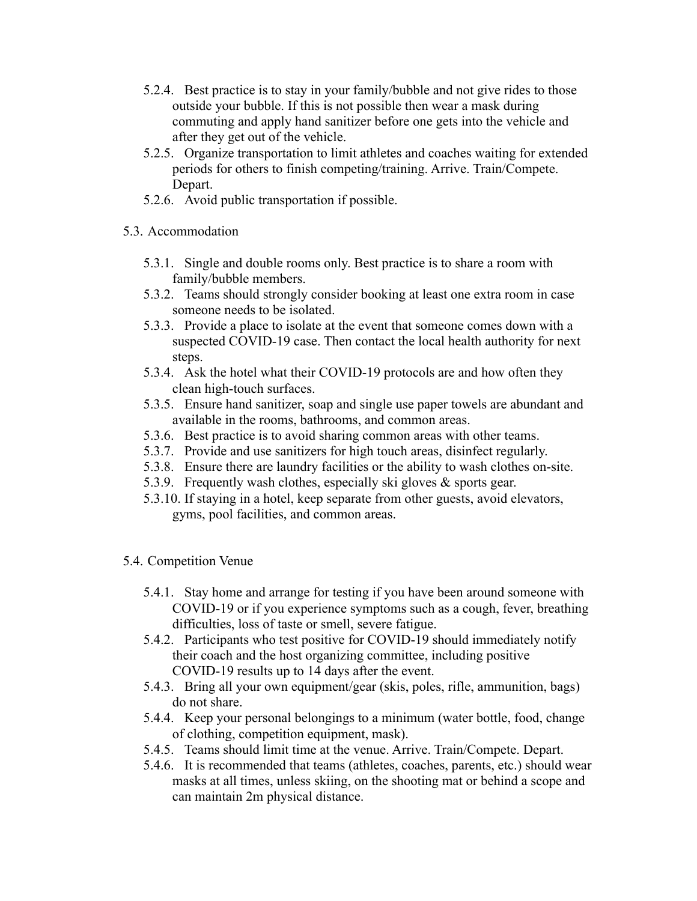- 5.2.4. Best practice is to stay in your family/bubble and not give rides to those outside your bubble. If this is not possible then wear a mask during commuting and apply hand sanitizer before one gets into the vehicle and after they get out of the vehicle.
- 5.2.5. Organize transportation to limit athletes and coaches waiting for extended periods for others to finish competing/training. Arrive. Train/Compete. Depart.
- 5.2.6. Avoid public transportation if possible.

5.3. Accommodation

- 5.3.1. Single and double rooms only. Best practice is to share a room with family/bubble members.
- 5.3.2. Teams should strongly consider booking at least one extra room in case someone needs to be isolated.
- 5.3.3. Provide a place to isolate at the event that someone comes down with a suspected COVID-19 case. Then contact the local health authority for next steps.
- 5.3.4. Ask the hotel what their COVID-19 protocols are and how often they clean high-touch surfaces.
- 5.3.5. Ensure hand sanitizer, soap and single use paper towels are abundant and available in the rooms, bathrooms, and common areas.
- 5.3.6. Best practice is to avoid sharing common areas with other teams.
- 5.3.7. Provide and use sanitizers for high touch areas, disinfect regularly.
- 5.3.8. Ensure there are laundry facilities or the ability to wash clothes on-site.
- 5.3.9. Frequently wash clothes, especially ski gloves & sports gear.
- 5.3.10. If staying in a hotel, keep separate from other guests, avoid elevators, gyms, pool facilities, and common areas.

5.4. Competition Venue

- 5.4.1. Stay home and arrange for testing if you have been around someone with COVID-19 or if you experience symptoms such as a cough, fever, breathing difficulties, loss of taste or smell, severe fatigue.
- 5.4.2. Participants who test positive for COVID-19 should immediately notify their coach and the host organizing committee, including positive COVID-19 results up to 14 days after the event.
- 5.4.3. Bring all your own equipment/gear (skis, poles, rifle, ammunition, bags) do not share.
- 5.4.4. Keep your personal belongings to a minimum (water bottle, food, change of clothing, competition equipment, mask).
- 5.4.5. Teams should limit time at the venue. Arrive. Train/Compete. Depart.
- 5.4.6. It is recommended that teams (athletes, coaches, parents, etc.) should wear masks at all times, unless skiing, on the shooting mat or behind a scope and can maintain 2m physical distance.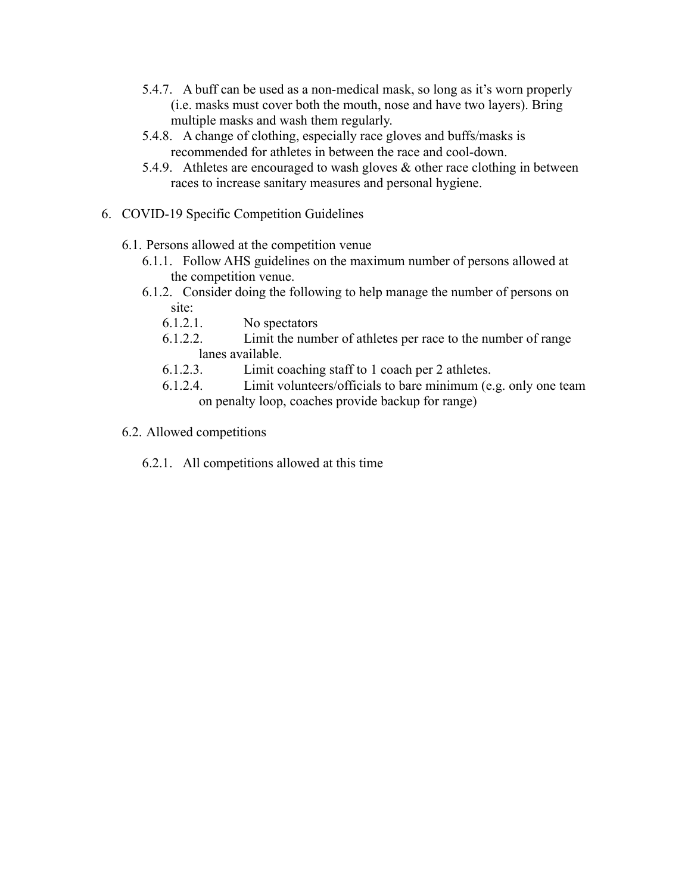5.4.7. A buff can be used as a non-medical mask, so long as it's worn properly (i.e. masks must cover both the mouth, nose and have two layers). Bring multiple masks and wash them regularly.

5.4.8. A change of clothing, especially race gloves and buffs/masks is recommended for athletes in between the race and cool-down.

5.4.9. Athletes are encouraged to wash gloves & other race clothing in between races to increase sanitary measures and personal hygiene.

## 6. COVID-19 Specific Competition Guidelines

### 6.1. Persons allowed at the competition venue

6.1.1. Follow AHS guidelines on the maximum number of persons allowed at the competition venue.

6.1.2. Consider doing the following to help manage the number of persons on site:

6.1.2.1. No spectators

6.1.2.2. Limit the number of athletes per race to the number of range lanes available.

6.1.2.3. Limit coaching staff to 1 coach per 2 athletes.

6.1.2.4. Limit volunteers/officials to bare minimum (e.g. only one team on penalty loop, coaches provide backup for range)

### 6.2. Allowed competitions

6.2.1. All competitions allowed at this time